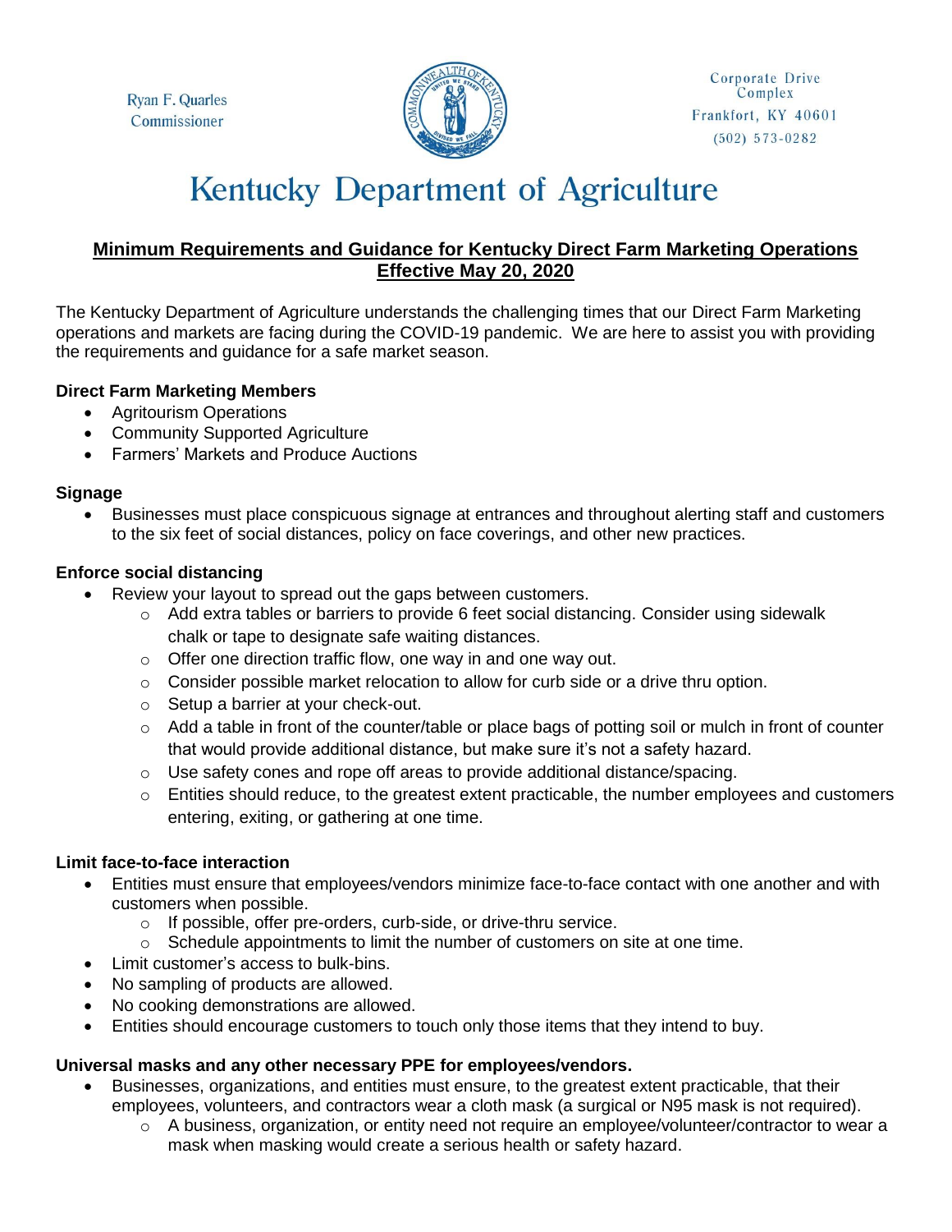Ryan F. Quarles
Commissioner

Corporate Drive Complex
Frankfort, KY 40601
(502) 573-0282

# Kentucky Department of Agriculture

## Minimum Requirements and Guidance for Kentucky Direct Farm Marketing Operations Effective May 20, 2020

The Kentucky Department of Agriculture understands the challenging times that our Direct Farm Marketing operations and markets are facing during the COVID-19 pandemic. We are here to assist you with providing the requirements and guidance for a safe market season.

**Direct Farm Marketing Members**

- Agritourism Operations
- Community Supported Agriculture
- Farmers' Markets and Produce Auctions

**Signage**

- Businesses must place conspicuous signage at entrances and throughout alerting staff and customers to the six feet of social distances, policy on face coverings, and other new practices.

**Enforce social distancing**

- Review your layout to spread out the gaps between customers.
  - Add extra tables or barriers to provide 6 feet social distancing. Consider using sidewalk chalk or tape to designate safe waiting distances.
  - Offer one direction traffic flow, one way in and one way out.
  - Consider possible market relocation to allow for curb side or a drive thru option.
  - Setup a barrier at your check-out.
  - Add a table in front of the counter/table or place bags of potting soil or mulch in front of counter that would provide additional distance, but make sure it's not a safety hazard.
  - Use safety cones and rope off areas to provide additional distance/spacing.
  - Entities should reduce, to the greatest extent practicable, the number employees and customers entering, exiting, or gathering at one time.

**Limit face-to-face interaction**

- Entities must ensure that employees/vendors minimize face-to-face contact with one another and with customers when possible.
  - If possible, offer pre-orders, curb-side, or drive-thru service.
  - Schedule appointments to limit the number of customers on site at one time.
- Limit customer's access to bulk-bins.
- No sampling of products are allowed.
- No cooking demonstrations are allowed.
- Entities should encourage customers to touch only those items that they intend to buy.

**Universal masks and any other necessary PPE for employees/vendors.**

- Businesses, organizations, and entities must ensure, to the greatest extent practicable, that their employees, volunteers, and contractors wear a cloth mask (a surgical or N95 mask is not required).
  - A business, organization, or entity need not require an employee/volunteer/contractor to wear a mask when masking would create a serious health or safety hazard.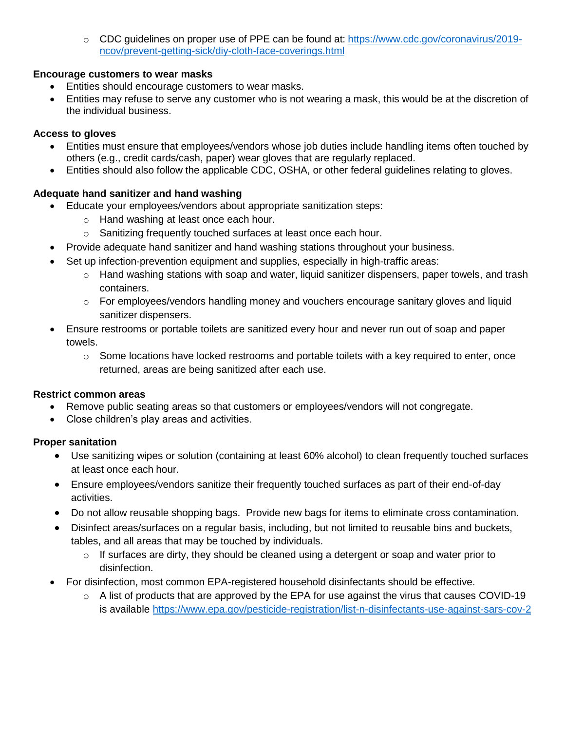- CDC guidelines on proper use of PPE can be found at: [https://www.cdc.gov/coronavirus/2019-ncov/prevent-getting-sick/diy-cloth-face-coverings.html](https://www.cdc.gov/coronavirus/2019-ncov/prevent-getting-sick/diy-cloth-face-coverings.html)

**Encourage customers to wear masks**

- Entities should encourage customers to wear masks.
- Entities may refuse to serve any customer who is not wearing a mask, this would be at the discretion of the individual business.

**Access to gloves**

- Entities must ensure that employees/vendors whose job duties include handling items often touched by others (e.g., credit cards/cash, paper) wear gloves that are regularly replaced.
- Entities should also follow the applicable CDC, OSHA, or other federal guidelines relating to gloves.

**Adequate hand sanitizer and hand washing**

- Educate your employees/vendors about appropriate sanitization steps:
  - Hand washing at least once each hour.
  - Sanitizing frequently touched surfaces at least once each hour.
- Provide adequate hand sanitizer and hand washing stations throughout your business.
- Set up infection-prevention equipment and supplies, especially in high-traffic areas:
  - Hand washing stations with soap and water, liquid sanitizer dispensers, paper towels, and trash containers.
  - For employees/vendors handling money and vouchers encourage sanitary gloves and liquid sanitizer dispensers.
- Ensure restrooms or portable toilets are sanitized every hour and never run out of soap and paper towels.
  - Some locations have locked restrooms and portable toilets with a key required to enter, once returned, areas are being sanitized after each use.

**Restrict common areas**

- Remove public seating areas so that customers or employees/vendors will not congregate.
- Close children's play areas and activities.

**Proper sanitation**

- Use sanitizing wipes or solution (containing at least 60% alcohol) to clean frequently touched surfaces at least once each hour.
- Ensure employees/vendors sanitize their frequently touched surfaces as part of their end-of-day activities.
- Do not allow reusable shopping bags. Provide new bags for items to eliminate cross contamination.
- Disinfect areas/surfaces on a regular basis, including, but not limited to reusable bins and buckets, tables, and all areas that may be touched by individuals.
  - If surfaces are dirty, they should be cleaned using a detergent or soap and water prior to disinfection.
- For disinfection, most common EPA-registered household disinfectants should be effective.
  - A list of products that are approved by the EPA for use against the virus that causes COVID-19 is available [https://www.epa.gov/pesticide-registration/list-n-disinfectants-use-against-sars-cov-2](https://www.epa.gov/pesticide-registration/list-n-disinfectants-use-against-sars-cov-2)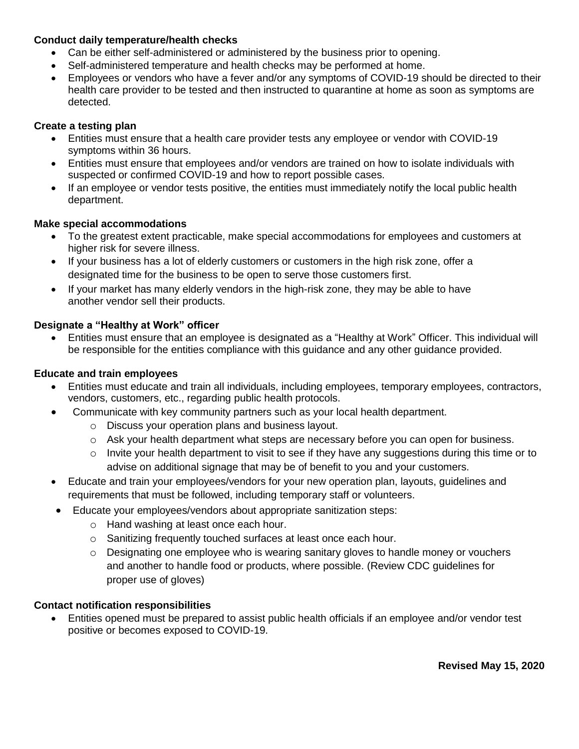**Conduct daily temperature/health checks**

- Can be either self-administered or administered by the business prior to opening.
- Self-administered temperature and health checks may be performed at home.
- Employees or vendors who have a fever and/or any symptoms of COVID-19 should be directed to their health care provider to be tested and then instructed to quarantine at home as soon as symptoms are detected.

**Create a testing plan**

- Entities must ensure that a health care provider tests any employee or vendor with COVID-19 symptoms within 36 hours.
- Entities must ensure that employees and/or vendors are trained on how to isolate individuals with suspected or confirmed COVID-19 and how to report possible cases.
- If an employee or vendor tests positive, the entities must immediately notify the local public health department.

**Make special accommodations**

- To the greatest extent practicable, make special accommodations for employees and customers at higher risk for severe illness.
- If your business has a lot of elderly customers or customers in the high risk zone, offer a designated time for the business to be open to serve those customers first.
- If your market has many elderly vendors in the high-risk zone, they may be able to have another vendor sell their products.

**Designate a "Healthy at Work" officer**

- Entities must ensure that an employee is designated as a "Healthy at Work" Officer. This individual will be responsible for the entities compliance with this guidance and any other guidance provided.

**Educate and train employees**

- Entities must educate and train all individuals, including employees, temporary employees, contractors, vendors, customers, etc., regarding public health protocols.
- Communicate with key community partners such as your local health department.
  - Discuss your operation plans and business layout.
  - Ask your health department what steps are necessary before you can open for business.
  - Invite your health department to visit to see if they have any suggestions during this time or to advise on additional signage that may be of benefit to you and your customers.
- Educate and train your employees/vendors for your new operation plan, layouts, guidelines and requirements that must be followed, including temporary staff or volunteers.
- Educate your employees/vendors about appropriate sanitization steps:
  - Hand washing at least once each hour.
  - Sanitizing frequently touched surfaces at least once each hour.
  - Designating one employee who is wearing sanitary gloves to handle money or vouchers and another to handle food or products, where possible. (Review CDC guidelines for proper use of gloves)

**Contact notification responsibilities**

- Entities opened must be prepared to assist public health officials if an employee and/or vendor test positive or becomes exposed to COVID-19.

**Revised May 15, 2020**